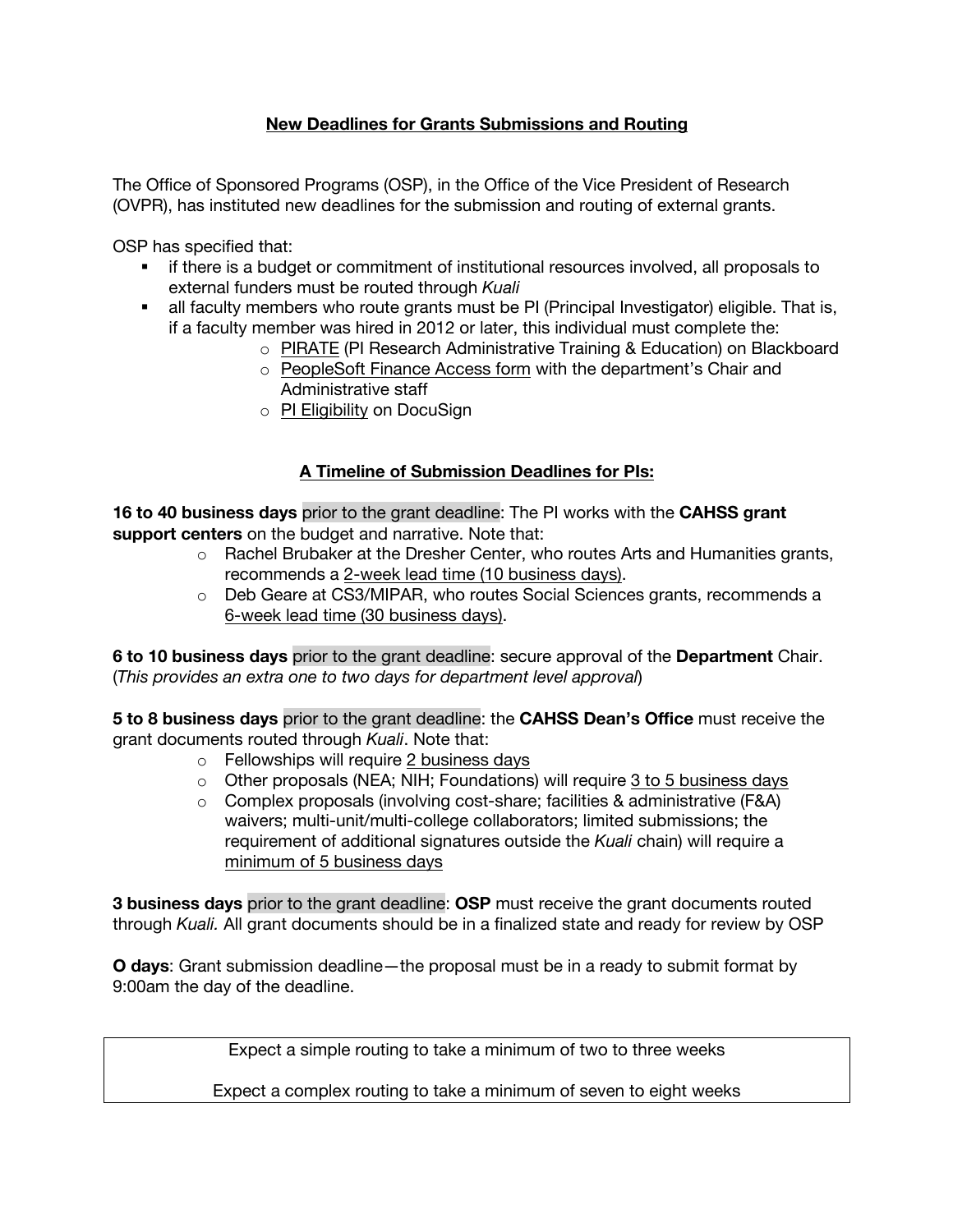# New Deadlines for Grants Submissions and Routing

The Office of Sponsored Programs (OSP), in the Office of the Vice President of Research (OVPR), has instituted new deadlines for the submission and routing of external grants.

OSP has specified that:

- if there is a budget or commitment of institutional resources involved, all proposals to external funders must be routed through *Kuali*
- all faculty members who route grants must be PI (Principal Investigator) eligible. That is, if a faculty member was hired in 2012 or later, this individual must complete the:
  - PIRATE (PI Research Administrative Training & Education) on Blackboard
  - PeopleSoft Finance Access form with the department's Chair and Administrative staff
  - PI Eligibility on DocuSign

## A Timeline of Submission Deadlines for PIs:

**16 to 40 business days** prior to the grant deadline: The PI works with the **CAHSS grant support centers** on the budget and narrative. Note that:

- Rachel Brubaker at the Dresher Center, who routes Arts and Humanities grants, recommends a 2-week lead time (10 business days).
- Deb Geare at CS3/MIPAR, who routes Social Sciences grants, recommends a 6-week lead time (30 business days).

**6 to 10 business days** prior to the grant deadline: secure approval of the **Department** Chair. (*This provides an extra one to two days for department level approval*)

**5 to 8 business days** prior to the grant deadline: the **CAHSS Dean's Office** must receive the grant documents routed through *Kuali*. Note that:

- Fellowships will require 2 business days
- Other proposals (NEA; NIH; Foundations) will require 3 to 5 business days
- Complex proposals (involving cost-share; facilities & administrative (F&A) waivers; multi-unit/multi-college collaborators; limited submissions; the requirement of additional signatures outside the *Kuali* chain) will require a minimum of 5 business days

**3 business days** prior to the grant deadline: **OSP** must receive the grant documents routed through *Kuali.* All grant documents should be in a finalized state and ready for review by OSP

**O days**: Grant submission deadline—the proposal must be in a ready to submit format by 9:00am the day of the deadline.

| Expect a simple routing to take a minimum of two to three weeks<br><br>Expect a complex routing to take a minimum of seven to eight weeks |
| --- |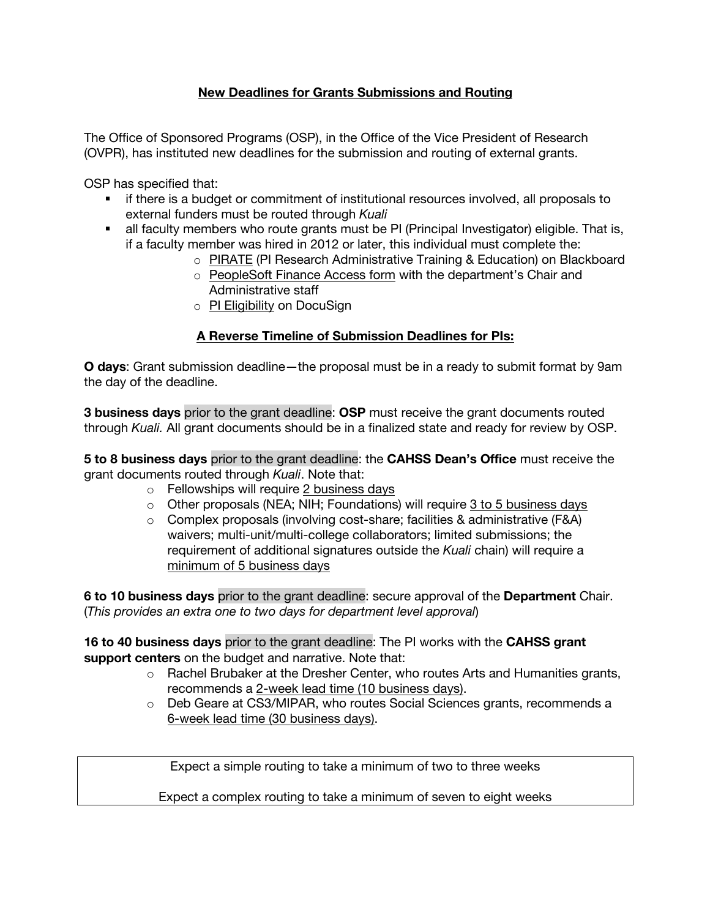## **New Deadlines for Grants Submissions and Routing**

The Office of Sponsored Programs (OSP), in the Office of the Vice President of Research (OVPR), has instituted new deadlines for the submission and routing of external grants.

OSP has specified that:

- if there is a budget or commitment of institutional resources involved, all proposals to external funders must be routed through *Kuali*
- all faculty members who route grants must be PI (Principal Investigator) eligible. That is, if a faculty member was hired in 2012 or later, this individual must complete the:
  - PIRATE (PI Research Administrative Training & Education) on Blackboard
  - PeopleSoft Finance Access form with the department's Chair and Administrative staff
  - PI Eligibility on DocuSign

## **A Reverse Timeline of Submission Deadlines for PIs:**

**O days**: Grant submission deadline—the proposal must be in a ready to submit format by 9am the day of the deadline.

**3 business days** prior to the grant deadline: **OSP** must receive the grant documents routed through *Kuali.* All grant documents should be in a finalized state and ready for review by OSP.

**5 to 8 business days** prior to the grant deadline: the **CAHSS Dean's Office** must receive the grant documents routed through *Kuali*. Note that:

- Fellowships will require 2 business days
- Other proposals (NEA; NIH; Foundations) will require 3 to 5 business days
- Complex proposals (involving cost-share; facilities & administrative (F&A) waivers; multi-unit/multi-college collaborators; limited submissions; the requirement of additional signatures outside the *Kuali* chain) will require a minimum of 5 business days

**6 to 10 business days** prior to the grant deadline: secure approval of the **Department** Chair. (*This provides an extra one to two days for department level approval*)

**16 to 40 business days** prior to the grant deadline: The PI works with the **CAHSS grant support centers** on the budget and narrative. Note that:

- Rachel Brubaker at the Dresher Center, who routes Arts and Humanities grants, recommends a 2-week lead time (10 business days).
- Deb Geare at CS3/MIPAR, who routes Social Sciences grants, recommends a 6-week lead time (30 business days).

Expect a simple routing to take a minimum of two to three weeks

Expect a complex routing to take a minimum of seven to eight weeks